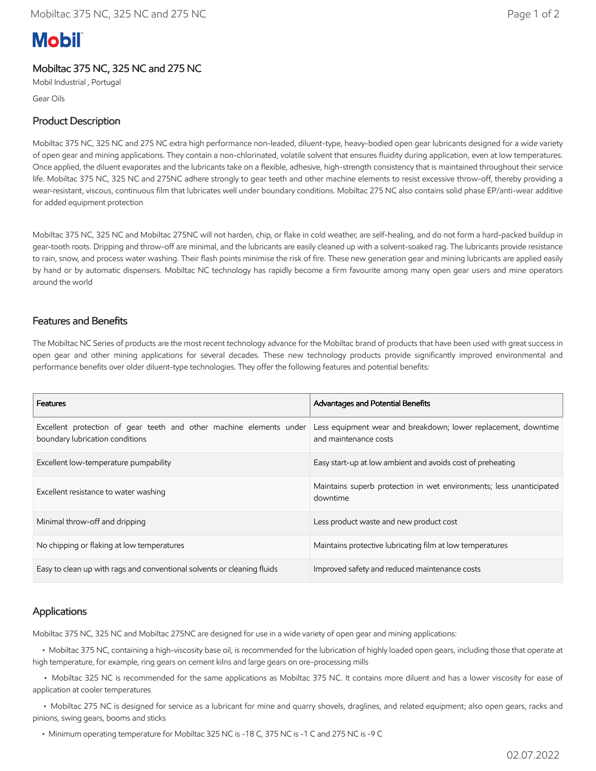# Mobil

## Mobiltac 375 NC, 325 NC and 275 NC

Mobil Industrial , Portugal

Gear Oils

## Product Description

Mobiltac 375 NC, 325 NC and 275 NC extra high performance non-leaded, diluent-type, heavy-bodied open gear lubricants designed for a wide variety of open gear and mining applications. They contain a non-chlorinated, volatile solvent that ensures fluidity during application, even at low temperatures. Once applied, the diluent evaporates and the lubricants take on a flexible, adhesive, high-strength consistency that is maintained throughout their service life. Mobiltac 375 NC, 325 NC and 275NC adhere strongly to gear teeth and other machine elements to resist excessive throw-off, thereby providing a wear-resistant, viscous, continuous film that lubricates well under boundary conditions. Mobiltac 275 NC also contains solid phase EP/anti-wear additive for added equipment protection

Mobiltac 375 NC, 325 NC and Mobiltac 275NC will not harden, chip, or flake in cold weather, are self-healing, and do not form a hard-packed buildup in gear-tooth roots. Dripping and throw-off are minimal, and the lubricants are easily cleaned up with a solvent-soaked rag. The lubricants provide resistance to rain, snow, and process water washing. Their flash points minimise the risk of fire. These new generation gear and mining lubricants are applied easily by hand or by automatic dispensers. Mobiltac NC technology has rapidly become a firm favourite among many open gear users and mine operators around the world

## Features and Benefits

The Mobiltac NC Series of products are the most recent technology advance for the Mobiltac brand of products that have been used with great success in open gear and other mining applications for several decades. These new technology products provide significantly improved environmental and performance benefits over older diluent-type technologies. They offer the following features and potential benefits:

| Features | Advantages and Potential Benefits |
|---|---|
| Excellent protection of gear teeth and other machine elements under boundary lubrication conditions | Less equipment wear and breakdown; lower replacement, downtime and maintenance costs |
| Excellent low-temperature pumpability | Easy start-up at low ambient and avoids cost of preheating |
| Excellent resistance to water washing | Maintains superb protection in wet environments; less unanticipated downtime |
| Minimal throw-off and dripping | Less product waste and new product cost |
| No chipping or flaking at low temperatures | Maintains protective lubricating film at low temperatures |
| Easy to clean up with rags and conventional solvents or cleaning fluids | Improved safety and reduced maintenance costs |

## Applications

Mobiltac 375 NC, 325 NC and Mobiltac 275NC are designed for use in a wide variety of open gear and mining applications:

- Mobiltac 375 NC, containing a high-viscosity base oil, is recommended for the lubrication of highly loaded open gears, including those that operate at high temperature, for example, ring gears on cement kilns and large gears on ore-processing mills
- Mobiltac 325 NC is recommended for the same applications as Mobiltac 375 NC. It contains more diluent and has a lower viscosity for ease of application at cooler temperatures
- Mobiltac 275 NC is designed for service as a lubricant for mine and quarry shovels, draglines, and related equipment; also open gears, racks and pinions, swing gears, booms and sticks
- Minimum operating temperature for Mobiltac 325 NC is -18 C, 375 NC is -1 C and 275 NC is -9 C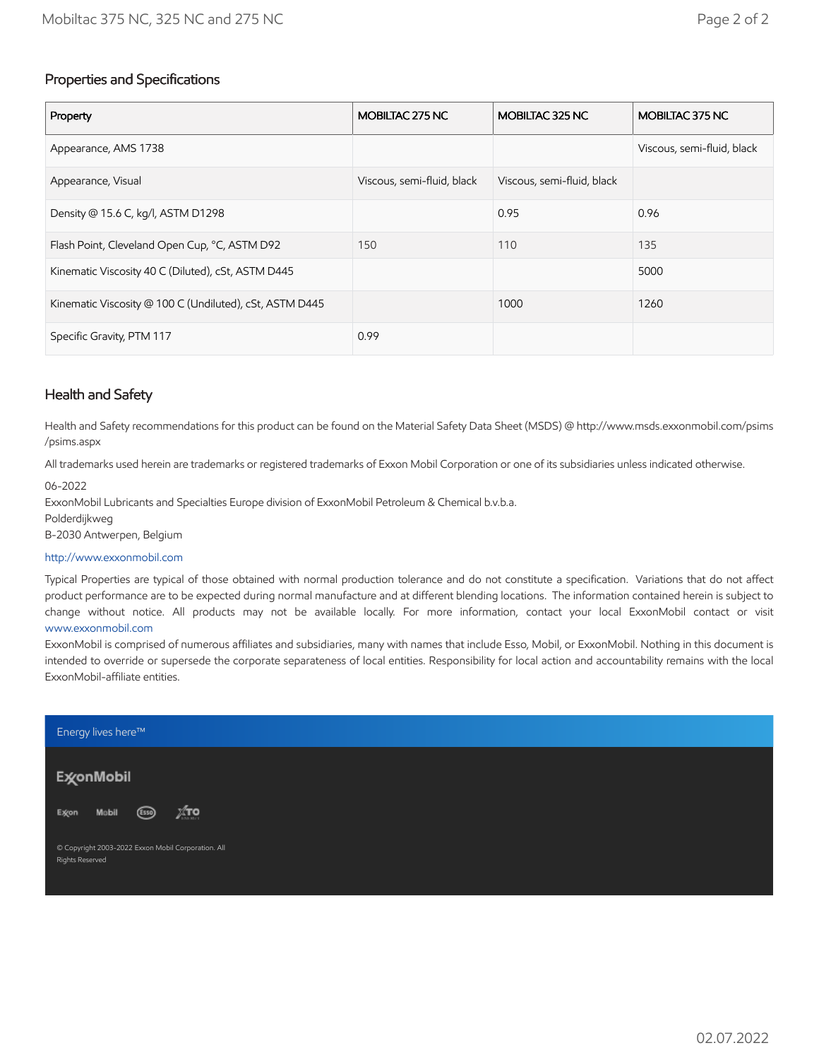## Properties and Specifications

| Property | MOBILTAC 275 NC | MOBILTAC 325 NC | MOBILTAC 375 NC |
|---|---|---|---|
| Appearance, AMS 1738 | | | Viscous, semi-fluid, black |
| Appearance, Visual | Viscous, semi-fluid, black | Viscous, semi-fluid, black | |
| Density @ 15.6 C, kg/l, ASTM D1298 | | 0.95 | 0.96 |
| Flash Point, Cleveland Open Cup, °C, ASTM D92 | 150 | 110 | 135 |
| Kinematic Viscosity 40 C (Diluted), cSt, ASTM D445 | | | 5000 |
| Kinematic Viscosity @ 100 C (Undiluted), cSt, ASTM D445 | | 1000 | 1260 |
| Specific Gravity, PTM 117 | 0.99 | | |

## Health and Safety

Health and Safety recommendations for this product can be found on the Material Safety Data Sheet (MSDS) @ http://www.msds.exxonmobil.com/psims/psims.aspx

All trademarks used herein are trademarks or registered trademarks of Exxon Mobil Corporation or one of its subsidiaries unless indicated otherwise.

06-2022
ExxonMobil Lubricants and Specialties Europe division of ExxonMobil Petroleum & Chemical b.v.b.a.
Polderdijkweg
B-2030 Antwerpen, Belgium

http://www.exxonmobil.com

Typical Properties are typical of those obtained with normal production tolerance and do not constitute a specification. Variations that do not affect product performance are to be expected during normal manufacture and at different blending locations. The information contained herein is subject to change without notice. All products may not be available locally. For more information, contact your local ExxonMobil contact or visit www.exxonmobil.com
ExxonMobil is comprised of numerous affiliates and subsidiaries, many with names that include Esso, Mobil, or ExxonMobil. Nothing in this document is intended to override or supersede the corporate separateness of local entities. Responsibility for local action and accountability remains with the local ExxonMobil-affiliate entities.

Energy lives here™

ExxonMobil

Exxon Mobil Esso XTO

© Copyright 2003-2022 Exxon Mobil Corporation. All Rights Reserved

02.07.2022